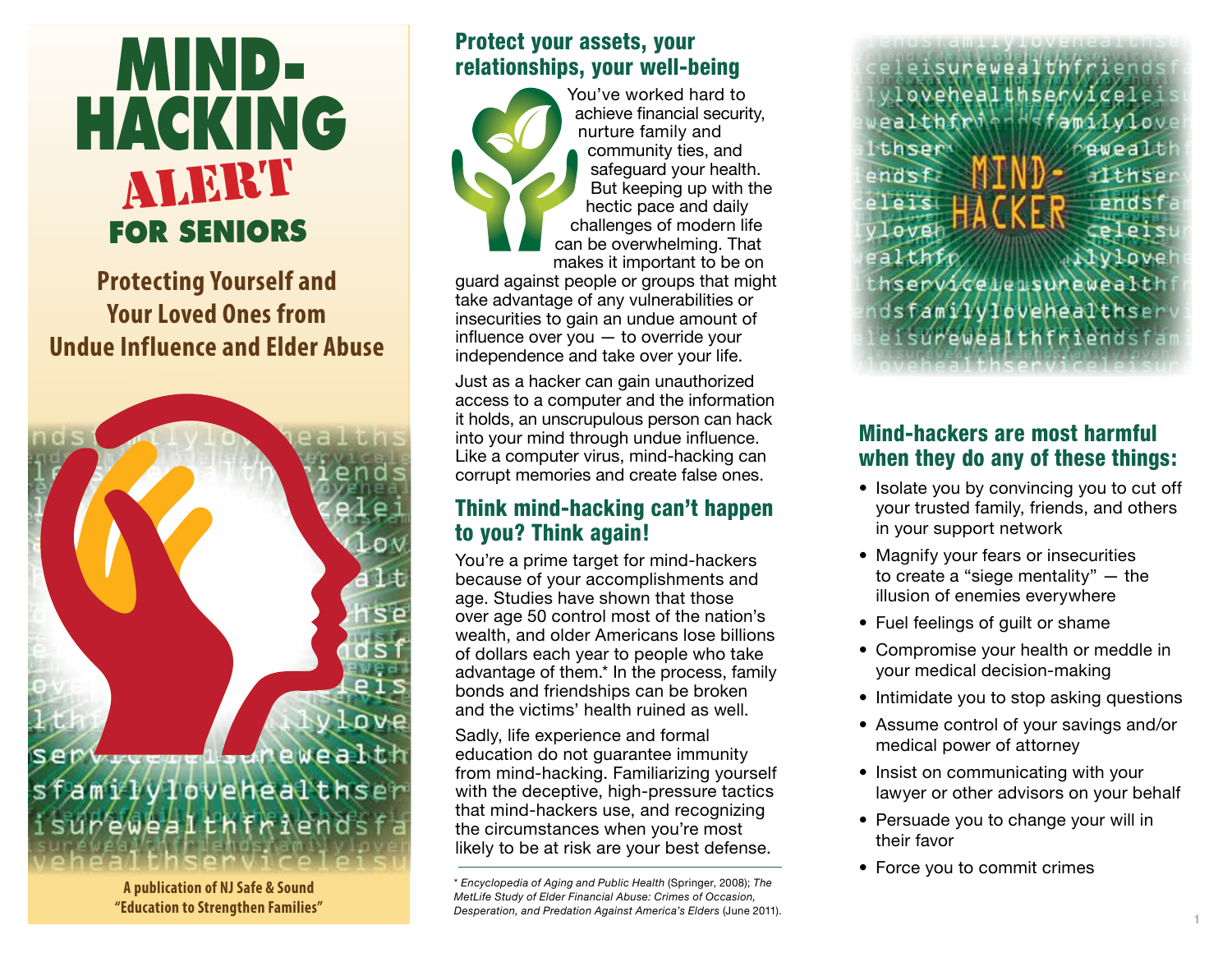# MIND-HACKING ALERT FOR SENIORS

## Protecting Yourself and Your Loved Ones from Undue Influence and Elder Abuse

A publication of NJ Safe & Sound
"Education to Strengthen Families"

## Protect your assets, your relationships, your well-being

You've worked hard to achieve financial security, nurture family and community ties, and safeguard your health. But keeping up with the hectic pace and daily challenges of modern life can be overwhelming. That makes it important to be on guard against people or groups that might take advantage of any vulnerabilities or insecurities to gain an undue amount of influence over you — to override your independence and take over your life.

Just as a hacker can gain unauthorized access to a computer and the information it holds, an unscrupulous person can hack into your mind through undue influence. Like a computer virus, mind-hacking can corrupt memories and create false ones.

## Think mind-hacking can't happen to you? Think again!

You're a prime target for mind-hackers because of your accomplishments and age. Studies have shown that those over age 50 control most of the nation's wealth, and older Americans lose billions of dollars each year to people who take advantage of them.* In the process, family bonds and friendships can be broken and the victims' health ruined as well.

Sadly, life experience and formal education do not guarantee immunity from mind-hacking. Familiarizing yourself with the deceptive, high-pressure tactics that mind-hackers use, and recognizing the circumstances when you're most likely to be at risk are your best defense.

\* *Encyclopedia of Aging and Public Health* (Springer, 2008); *The MetLife Study of Elder Financial Abuse: Crimes of Occasion, Desperation, and Predation Against America's Elders* (June 2011).

## Mind-hackers are most harmful when they do any of these things:

- Isolate you by convincing you to cut off your trusted family, friends, and others in your support network
- Magnify your fears or insecurities to create a "siege mentality" — the illusion of enemies everywhere
- Fuel feelings of guilt or shame
- Compromise your health or meddle in your medical decision-making
- Intimidate you to stop asking questions
- Assume control of your savings and/or medical power of attorney
- Insist on communicating with your lawyer or other advisors on your behalf
- Persuade you to change your will in their favor
- Force you to commit crimes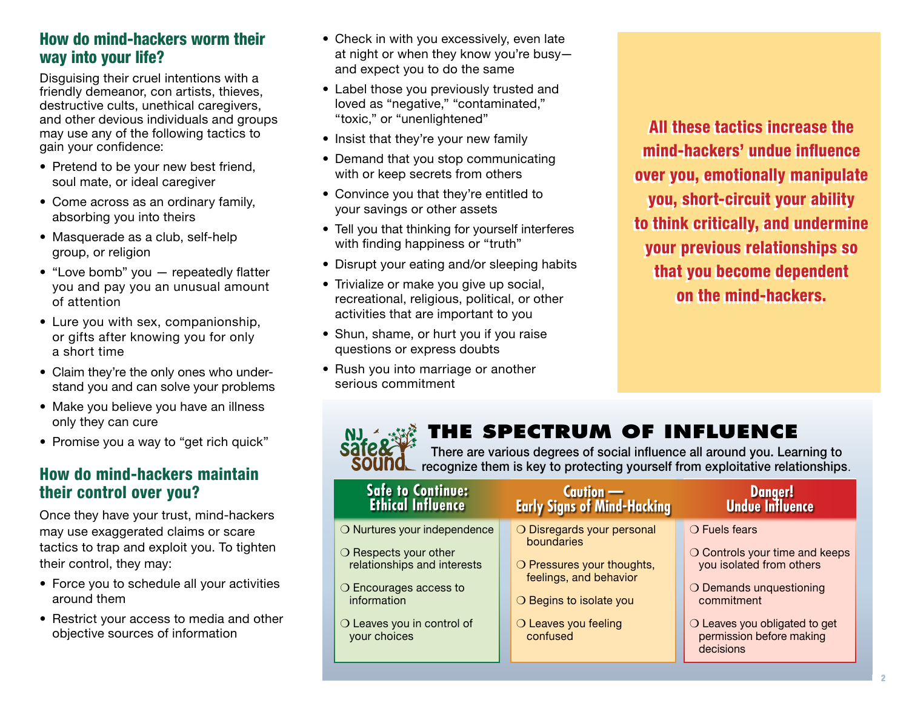## How do mind-hackers worm their way into your life?

Disguising their cruel intentions with a friendly demeanor, con artists, thieves, destructive cults, unethical caregivers, and other devious individuals and groups may use any of the following tactics to gain your confidence:

- Pretend to be your new best friend, soul mate, or ideal caregiver
- Come across as an ordinary family, absorbing you into theirs
- Masquerade as a club, self-help group, or religion
- "Love bomb" you — repeatedly flatter you and pay you an unusual amount of attention
- Lure you with sex, companionship, or gifts after knowing you for only a short time
- Claim they're the only ones who understand you and can solve your problems
- Make you believe you have an illness only they can cure
- Promise you a way to "get rich quick"

## How do mind-hackers maintain their control over you?

Once they have your trust, mind-hackers may use exaggerated claims or scare tactics to trap and exploit you. To tighten their control, they may:

- Force you to schedule all your activities around them
- Restrict your access to media and other objective sources of information
- Check in with you excessively, even late at night or when they know you're busy—and expect you to do the same
- Label those you previously trusted and loved as "negative," "contaminated," "toxic," or "unenlightened"
- Insist that they're your new family
- Demand that you stop communicating with or keep secrets from others
- Convince you that they're entitled to your savings or other assets
- Tell you that thinking for yourself interferes with finding happiness or "truth"
- Disrupt your eating and/or sleeping habits
- Trivialize or make you give up social, recreational, religious, political, or other activities that are important to you
- Shun, shame, or hurt you if you raise questions or express doubts
- Rush you into marriage or another serious commitment

**All these tactics increase the mind-hackers' undue influence over you, emotionally manipulate you, short-circuit your ability to think critically, and undermine your previous relationships so that you become dependent on the mind-hackers.**

## THE SPECTRUM OF INFLUENCE

NJ safe& sound

There are various degrees of social influence all around you. Learning to recognize them is key to protecting yourself from exploitative relationships.

| Safe to Continue: Ethical Influence | Caution — Early Signs of Mind-Hacking | Danger! Undue Influence |
|---|---|---|
| ❍ Nurtures your independence | ❍ Disregards your personal boundaries | ❍ Fuels fears |
| ❍ Respects your other relationships and interests | ❍ Pressures your thoughts, feelings, and behavior | ❍ Controls your time and keeps you isolated from others |
| ❍ Encourages access to information | ❍ Begins to isolate you | ❍ Demands unquestioning commitment |
| ❍ Leaves you in control of your choices | ❍ Leaves you feeling confused | ❍ Leaves you obligated to get permission before making decisions |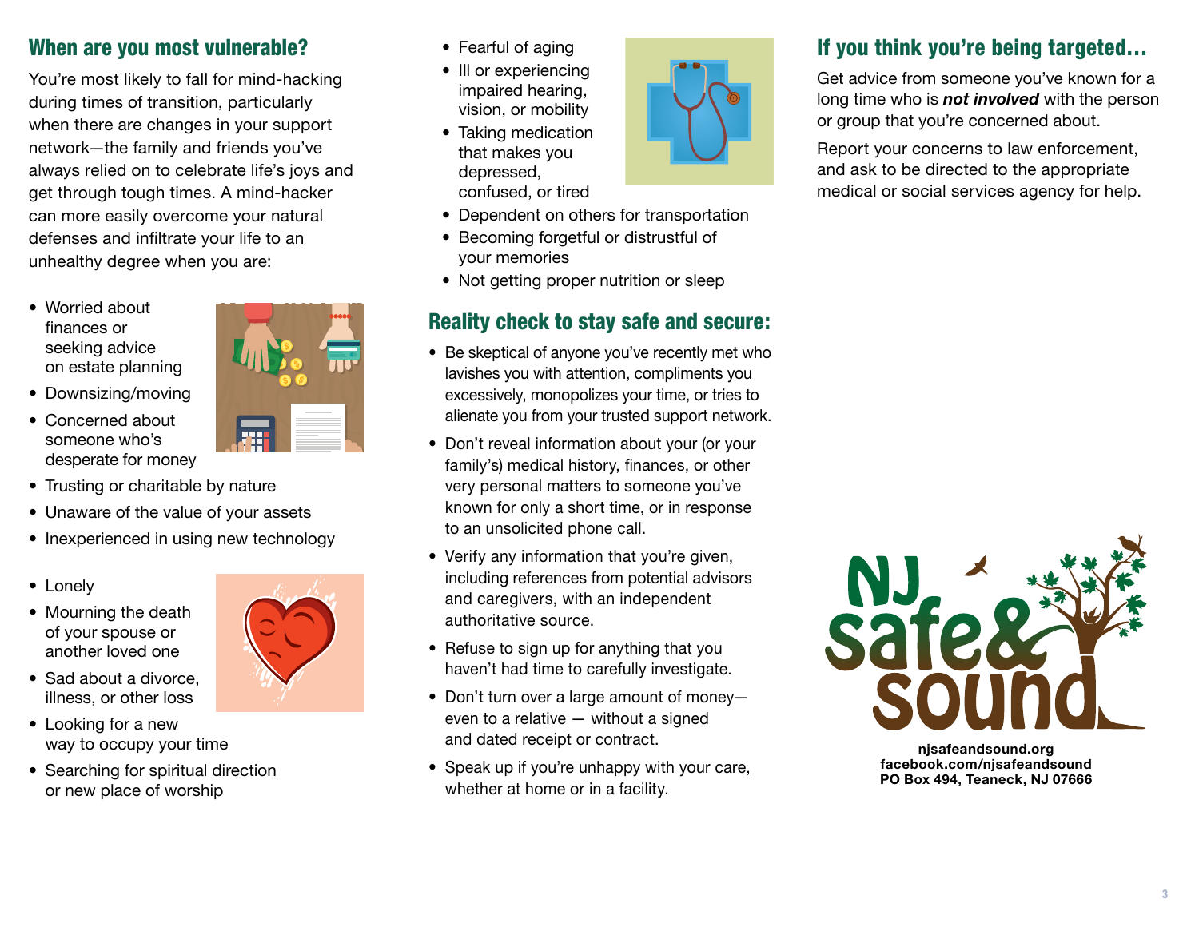## When are you most vulnerable?

You're most likely to fall for mind-hacking during times of transition, particularly when there are changes in your support network—the family and friends you've always relied on to celebrate life's joys and get through tough times. A mind-hacker can more easily overcome your natural defenses and infiltrate your life to an unhealthy degree when you are:

- Worried about finances or seeking advice on estate planning
- Downsizing/moving
- Concerned about someone who's desperate for money
- Trusting or charitable by nature
- Unaware of the value of your assets
- Inexperienced in using new technology
- Lonely
- Mourning the death of your spouse or another loved one
- Sad about a divorce, illness, or other loss
- Looking for a new way to occupy your time
- Searching for spiritual direction or new place of worship
- Fearful of aging
- Ill or experiencing impaired hearing, vision, or mobility
- Taking medication that makes you depressed, confused, or tired
- Dependent on others for transportation
- Becoming forgetful or distrustful of your memories
- Not getting proper nutrition or sleep

## Reality check to stay safe and secure:

- Be skeptical of anyone you've recently met who lavishes you with attention, compliments you excessively, monopolizes your time, or tries to alienate you from your trusted support network.
- Don't reveal information about your (or your family's) medical history, finances, or other very personal matters to someone you've known for only a short time, or in response to an unsolicited phone call.
- Verify any information that you're given, including references from potential advisors and caregivers, with an independent authoritative source.
- Refuse to sign up for anything that you haven't had time to carefully investigate.
- Don't turn over a large amount of money—even to a relative — without a signed and dated receipt or contract.
- Speak up if you're unhappy with your care, whether at home or in a facility.

## If you think you're being targeted...

Get advice from someone you've known for a long time who is ***not involved*** with the person or group that you're concerned about.

Report your concerns to law enforcement, and ask to be directed to the appropriate medical or social services agency for help.

NJ safe& sound

**njsafeandsound.org**
**facebook.com/njsafeandsound**
**PO Box 494, Teaneck, NJ 07666**